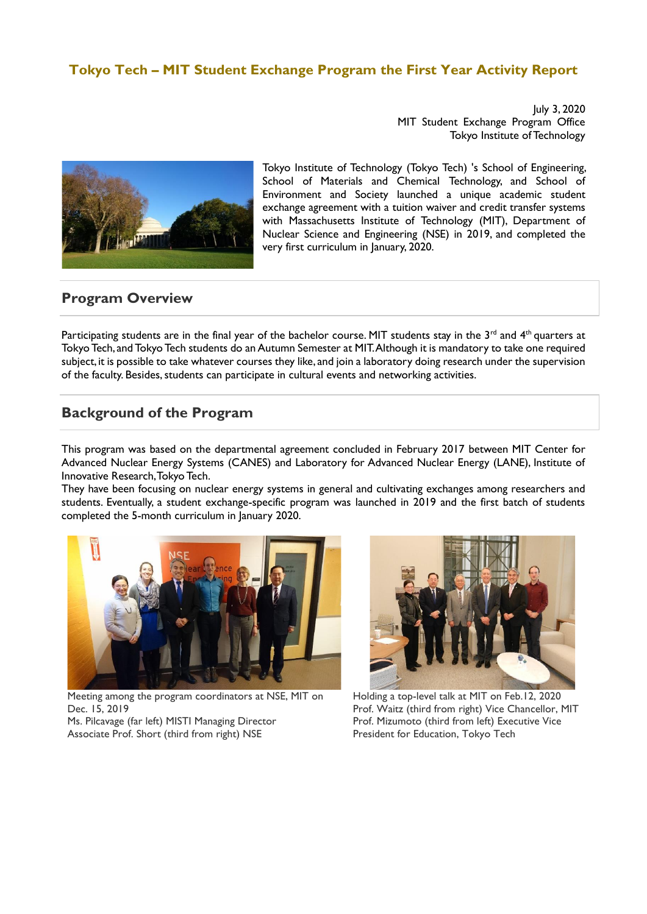# Tokyo Tech – MIT Student Exchange Program the First Year Activity Report

July 3, 2020
MIT Student Exchange Program Office
Tokyo Institute of Technology

Tokyo Institute of Technology (Tokyo Tech) 's School of Engineering, School of Materials and Chemical Technology, and School of Environment and Society launched a unique academic student exchange agreement with a tuition waiver and credit transfer systems with Massachusetts Institute of Technology (MIT), Department of Nuclear Science and Engineering (NSE) in 2019, and completed the very first curriculum in January, 2020.

## Program Overview

Participating students are in the final year of the bachelor course. MIT students stay in the 3rd and 4th quarters at Tokyo Tech, and Tokyo Tech students do an Autumn Semester at MIT. Although it is mandatory to take one required subject, it is possible to take whatever courses they like, and join a laboratory doing research under the supervision of the faculty. Besides, students can participate in cultural events and networking activities.

## Background of the Program

This program was based on the departmental agreement concluded in February 2017 between MIT Center for Advanced Nuclear Energy Systems (CANES) and Laboratory for Advanced Nuclear Energy (LANE), Institute of Innovative Research, Tokyo Tech.
They have been focusing on nuclear energy systems in general and cultivating exchanges among researchers and students. Eventually, a student exchange-specific program was launched in 2019 and the first batch of students completed the 5-month curriculum in January 2020.

Meeting among the program coordinators at NSE, MIT on Dec. 15, 2019
Ms. Pilcavage (far left) MISTI Managing Director
Associate Prof. Short (third from right) NSE

Holding a top-level talk at MIT on Feb.12, 2020
Prof. Waitz (third from right) Vice Chancellor, MIT
Prof. Mizumoto (third from left) Executive Vice President for Education, Tokyo Tech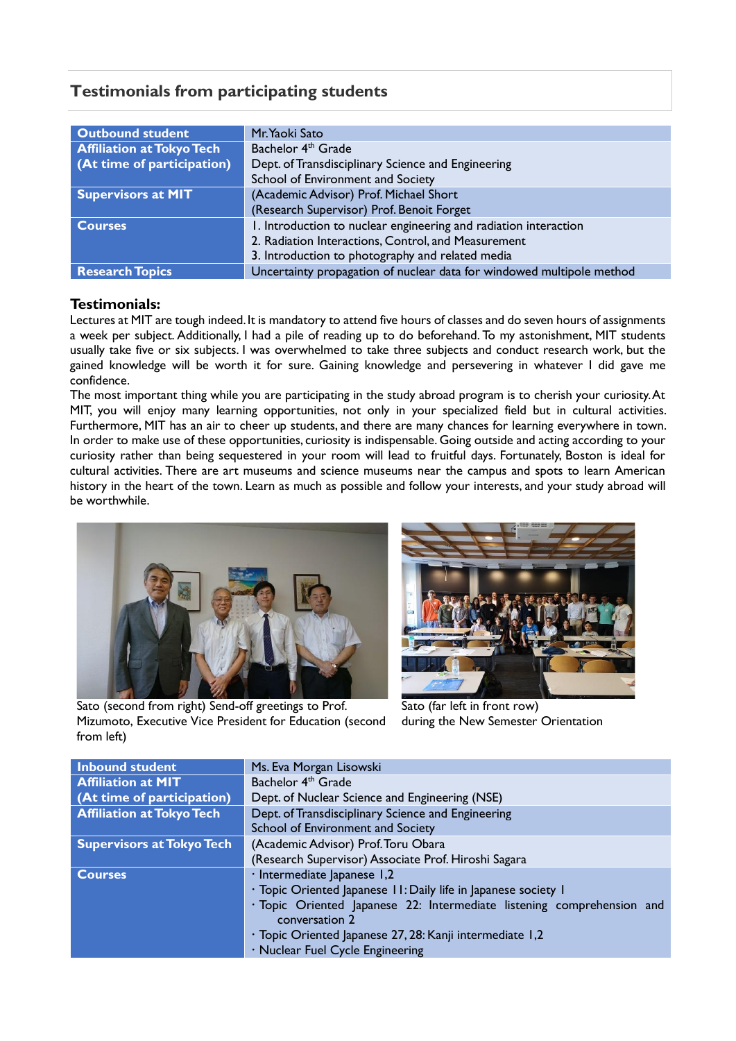## Testimonials from participating students

| Outbound student | Mr. Yaoki Sato |
|---|---|
| Affiliation at Tokyo Tech (At time of participation) | Bachelor 4th Grade<br>Dept. of Transdisciplinary Science and Engineering<br>School of Environment and Society |
| Supervisors at MIT | (Academic Advisor) Prof. Michael Short<br>(Research Supervisor) Prof. Benoit Forget |
| Courses | 1. Introduction to nuclear engineering and radiation interaction<br>2. Radiation Interactions, Control, and Measurement<br>3. Introduction to photography and related media |
| Research Topics | Uncertainty propagation of nuclear data for windowed multipole method |

**Testimonials:**

Lectures at MIT are tough indeed. It is mandatory to attend five hours of classes and do seven hours of assignments a week per subject. Additionally, I had a pile of reading up to do beforehand. To my astonishment, MIT students usually take five or six subjects. I was overwhelmed to take three subjects and conduct research work, but the gained knowledge will be worth it for sure. Gaining knowledge and persevering in whatever I did gave me confidence.

The most important thing while you are participating in the study abroad program is to cherish your curiosity. At MIT, you will enjoy many learning opportunities, not only in your specialized field but in cultural activities. Furthermore, MIT has an air to cheer up students, and there are many chances for learning everywhere in town. In order to make use of these opportunities, curiosity is indispensable. Going outside and acting according to your curiosity rather than being sequestered in your room will lead to fruitful days. Fortunately, Boston is ideal for cultural activities. There are art museums and science museums near the campus and spots to learn American history in the heart of the town. Learn as much as possible and follow your interests, and your study abroad will be worthwhile.

Sato (second from right) Send-off greetings to Prof. Mizumoto, Executive Vice President for Education (second from left)

Sato (far left in front row) during the New Semester Orientation

| Inbound student | Ms. Eva Morgan Lisowski |
|---|---|
| Affiliation at MIT (At time of participation) | Bachelor 4th Grade<br>Dept. of Nuclear Science and Engineering (NSE) |
| Affiliation at Tokyo Tech | Dept. of Transdisciplinary Science and Engineering<br>School of Environment and Society |
| Supervisors at Tokyo Tech | (Academic Advisor) Prof. Toru Obara<br>(Research Supervisor) Associate Prof. Hiroshi Sagara |
| Courses | · Intermediate Japanese 1,2<br>· Topic Oriented Japanese 11: Daily life in Japanese society 1<br>· Topic Oriented Japanese 22: Intermediate listening comprehension and conversation 2<br>· Topic Oriented Japanese 27, 28: Kanji intermediate 1,2<br>· Nuclear Fuel Cycle Engineering |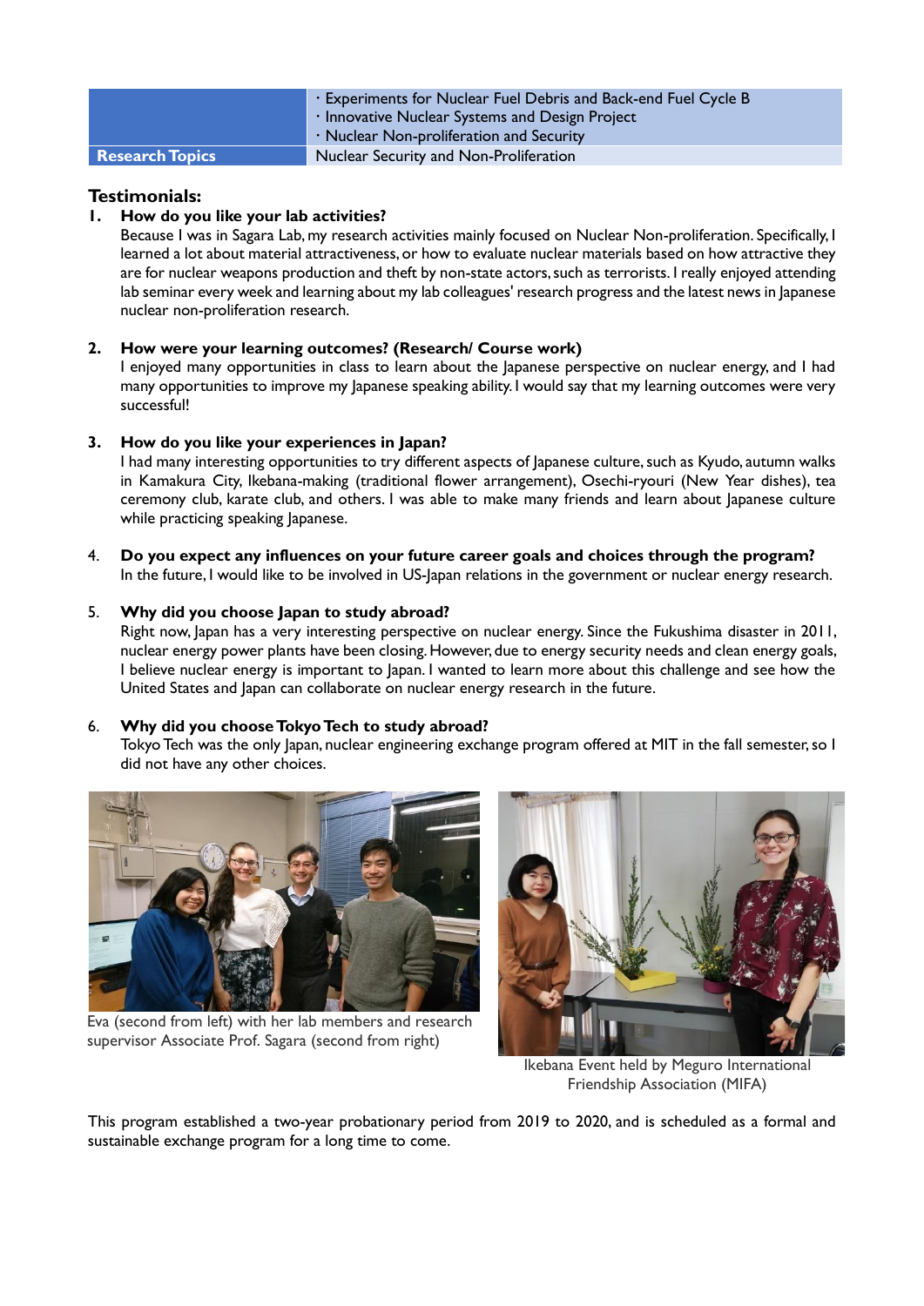| | |
|---|---|
| | · Experiments for Nuclear Fuel Debris and Back-end Fuel Cycle B<br>· Innovative Nuclear Systems and Design Project<br>· Nuclear Non-proliferation and Security |
| **Research Topics** | Nuclear Security and Non-Proliferation |

## Testimonials:

1. **How do you like your lab activities?**
   Because I was in Sagara Lab, my research activities mainly focused on Nuclear Non-proliferation. Specifically, I learned a lot about material attractiveness, or how to evaluate nuclear materials based on how attractive they are for nuclear weapons production and theft by non-state actors, such as terrorists. I really enjoyed attending lab seminar every week and learning about my lab colleagues' research progress and the latest news in Japanese nuclear non-proliferation research.

2. **How were your learning outcomes? (Research/ Course work)**
   I enjoyed many opportunities in class to learn about the Japanese perspective on nuclear energy, and I had many opportunities to improve my Japanese speaking ability. I would say that my learning outcomes were very successful!

3. **How do you like your experiences in Japan?**
   I had many interesting opportunities to try different aspects of Japanese culture, such as Kyudo, autumn walks in Kamakura City, Ikebana-making (traditional flower arrangement), Osechi-ryouri (New Year dishes), tea ceremony club, karate club, and others. I was able to make many friends and learn about Japanese culture while practicing speaking Japanese.

4. **Do you expect any influences on your future career goals and choices through the program?**
   In the future, I would like to be involved in US-Japan relations in the government or nuclear energy research.

5. **Why did you choose Japan to study abroad?**
   Right now, Japan has a very interesting perspective on nuclear energy. Since the Fukushima disaster in 2011, nuclear energy power plants have been closing. However, due to energy security needs and clean energy goals, I believe nuclear energy is important to Japan. I wanted to learn more about this challenge and see how the United States and Japan can collaborate on nuclear energy research in the future.

6. **Why did you choose Tokyo Tech to study abroad?**
   Tokyo Tech was the only Japan, nuclear engineering exchange program offered at MIT in the fall semester, so I did not have any other choices.

Eva (second from left) with her lab members and research supervisor Associate Prof. Sagara (second from right)

Ikebana Event held by Meguro International Friendship Association (MIFA)

This program established a two-year probationary period from 2019 to 2020, and is scheduled as a formal and sustainable exchange program for a long time to come.